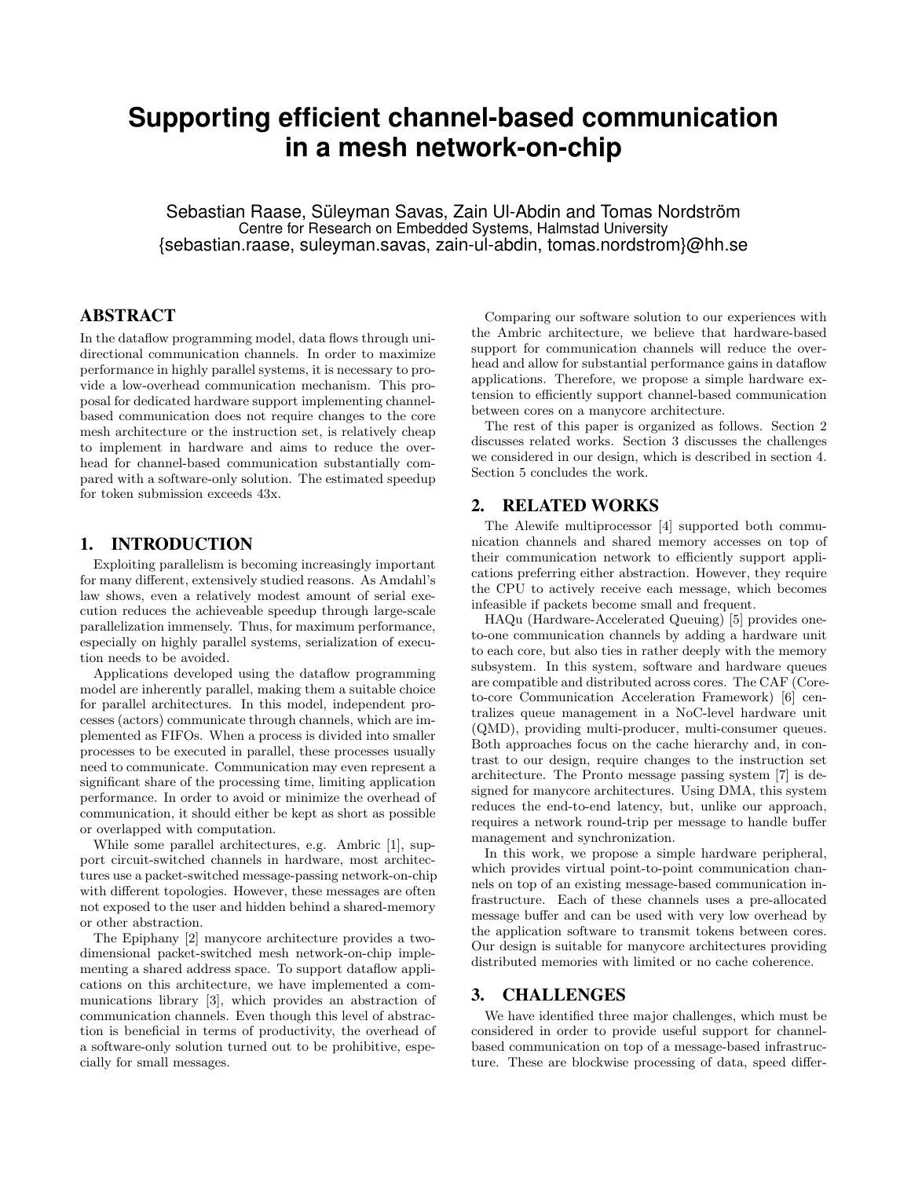# Supporting efficient channel-based communication in a mesh network-on-chip

Sebastian Raase, Süleyman Savas, Zain Ul-Abdin and Tomas Nordström
Centre for Research on Embedded Systems, Halmstad University
{sebastian.raase, suleyman.savas, zain-ul-abdin, tomas.nordstrom}@hh.se

## ABSTRACT

In the dataflow programming model, data flows through unidirectional communication channels. In order to maximize performance in highly parallel systems, it is necessary to provide a low-overhead communication mechanism. This proposal for dedicated hardware support implementing channel-based communication does not require changes to the core mesh architecture or the instruction set, is relatively cheap to implement in hardware and aims to reduce the overhead for channel-based communication substantially compared with a software-only solution. The estimated speedup for token submission exceeds 43x.

## 1. INTRODUCTION

Exploiting parallelism is becoming increasingly important for many different, extensively studied reasons. As Amdahl's law shows, even a relatively modest amount of serial execution reduces the achieveable speedup through large-scale parallelization immensely. Thus, for maximum performance, especially on highly parallel systems, serialization of execution needs to be avoided.

Applications developed using the dataflow programming model are inherently parallel, making them a suitable choice for parallel architectures. In this model, independent processes (actors) communicate through channels, which are implemented as FIFOs. When a process is divided into smaller processes to be executed in parallel, these processes usually need to communicate. Communication may even represent a significant share of the processing time, limiting application performance. In order to avoid or minimize the overhead of communication, it should either be kept as short as possible or overlapped with computation.

While some parallel architectures, e.g. Ambric [1], support circuit-switched channels in hardware, most architectures use a packet-switched message-passing network-on-chip with different topologies. However, these messages are often not exposed to the user and hidden behind a shared-memory or other abstraction.

The Epiphany [2] manycore architecture provides a two-dimensional packet-switched mesh network-on-chip implementing a shared address space. To support dataflow applications on this architecture, we have implemented a communications library [3], which provides an abstraction of communication channels. Even though this level of abstraction is beneficial in terms of productivity, the overhead of a software-only solution turned out to be prohibitive, especially for small messages.

Comparing our software solution to our experiences with the Ambric architecture, we believe that hardware-based support for communication channels will reduce the overhead and allow for substantial performance gains in dataflow applications. Therefore, we propose a simple hardware extension to efficiently support channel-based communication between cores on a manycore architecture.

The rest of this paper is organized as follows. Section 2 discusses related works. Section 3 discusses the challenges we considered in our design, which is described in section 4. Section 5 concludes the work.

## 2. RELATED WORKS

The Alewife multiprocessor [4] supported both communication channels and shared memory accesses on top of their communication network to efficiently support applications preferring either abstraction. However, they require the CPU to actively receive each message, which becomes infeasible if packets become small and frequent.

HAQu (Hardware-Accelerated Queuing) [5] provides one-to-one communication channels by adding a hardware unit to each core, but also ties in rather deeply with the memory subsystem. In this system, software and hardware queues are compatible and distributed across cores. The CAF (Core-to-core Communication Acceleration Framework) [6] centralizes queue management in a NoC-level hardware unit (QMD), providing multi-producer, multi-consumer queues. Both approaches focus on the cache hierarchy and, in contrast to our design, require changes to the instruction set architecture. The Pronto message passing system [7] is designed for manycore architectures. Using DMA, this system reduces the end-to-end latency, but, unlike our approach, requires a network round-trip per message to handle buffer management and synchronization.

In this work, we propose a simple hardware peripheral, which provides virtual point-to-point communication channels on top of an existing message-based communication infrastructure. Each of these channels uses a pre-allocated message buffer and can be used with very low overhead by the application software to transmit tokens between cores. Our design is suitable for manycore architectures providing distributed memories with limited or no cache coherence.

## 3. CHALLENGES

We have identified three major challenges, which must be considered in order to provide useful support for channel-based communication on top of a message-based infrastructure. These are blockwise processing of data, speed differ-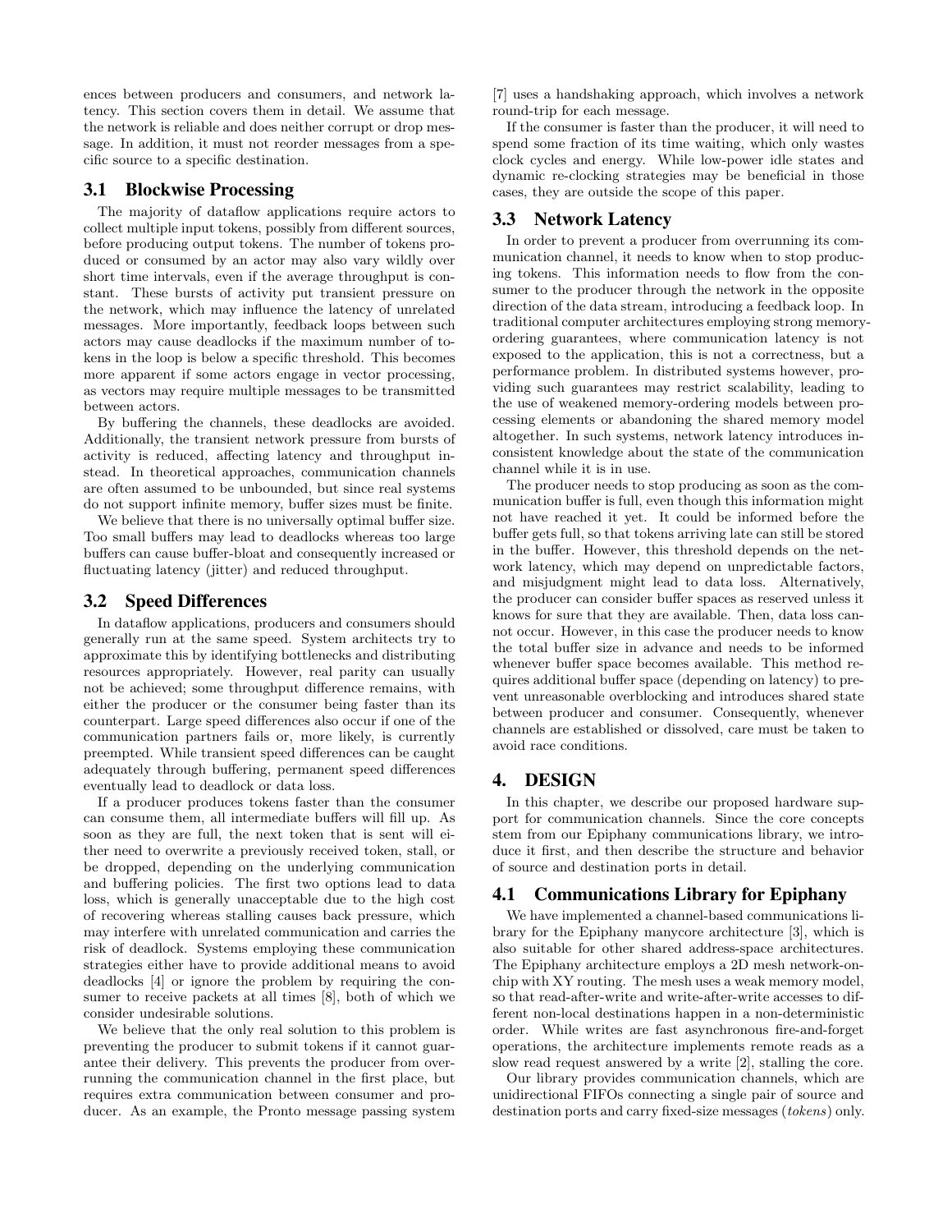ences between producers and consumers, and network latency. This section covers them in detail. We assume that the network is reliable and does neither corrupt or drop message. In addition, it must not reorder messages from a specific source to a specific destination.

### 3.1 Blockwise Processing

The majority of dataflow applications require actors to collect multiple input tokens, possibly from different sources, before producing output tokens. The number of tokens produced or consumed by an actor may also vary wildly over short time intervals, even if the average throughput is constant. These bursts of activity put transient pressure on the network, which may influence the latency of unrelated messages. More importantly, feedback loops between such actors may cause deadlocks if the maximum number of tokens in the loop is below a specific threshold. This becomes more apparent if some actors engage in vector processing, as vectors may require multiple messages to be transmitted between actors.

By buffering the channels, these deadlocks are avoided. Additionally, the transient network pressure from bursts of activity is reduced, affecting latency and throughput instead. In theoretical approaches, communication channels are often assumed to be unbounded, but since real systems do not support infinite memory, buffer sizes must be finite.

We believe that there is no universally optimal buffer size. Too small buffers may lead to deadlocks whereas too large buffers can cause buffer-bloat and consequently increased or fluctuating latency (jitter) and reduced throughput.

### 3.2 Speed Differences

In dataflow applications, producers and consumers should generally run at the same speed. System architects try to approximate this by identifying bottlenecks and distributing resources appropriately. However, real parity can usually not be achieved; some throughput difference remains, with either the producer or the consumer being faster than its counterpart. Large speed differences also occur if one of the communication partners fails or, more likely, is currently preempted. While transient speed differences can be caught adequately through buffering, permanent speed differences eventually lead to deadlock or data loss.

If a producer produces tokens faster than the consumer can consume them, all intermediate buffers will fill up. As soon as they are full, the next token that is sent will either need to overwrite a previously received token, stall, or be dropped, depending on the underlying communication and buffering policies. The first two options lead to data loss, which is generally unacceptable due to the high cost of recovering whereas stalling causes back pressure, which may interfere with unrelated communication and carries the risk of deadlock. Systems employing these communication strategies either have to provide additional means to avoid deadlocks [4] or ignore the problem by requiring the consumer to receive packets at all times [8], both of which we consider undesirable solutions.

We believe that the only real solution to this problem is preventing the producer to submit tokens if it cannot guarantee their delivery. This prevents the producer from overrunning the communication channel in the first place, but requires extra communication between consumer and producer. As an example, the Pronto message passing system [7] uses a handshaking approach, which involves a network round-trip for each message.

If the consumer is faster than the producer, it will need to spend some fraction of its time waiting, which only wastes clock cycles and energy. While low-power idle states and dynamic re-clocking strategies may be beneficial in those cases, they are outside the scope of this paper.

### 3.3 Network Latency

In order to prevent a producer from overrunning its communication channel, it needs to know when to stop producing tokens. This information needs to flow from the consumer to the producer through the network in the opposite direction of the data stream, introducing a feedback loop. In traditional computer architectures employing strong memory-ordering guarantees, where communication latency is not exposed to the application, this is not a correctness, but a performance problem. In distributed systems however, providing such guarantees may restrict scalability, leading to the use of weakened memory-ordering models between processing elements or abandoning the shared memory model altogether. In such systems, network latency introduces inconsistent knowledge about the state of the communication channel while it is in use.

The producer needs to stop producing as soon as the communication buffer is full, even though this information might not have reached it yet. It could be informed before the buffer gets full, so that tokens arriving late can still be stored in the buffer. However, this threshold depends on the network latency, which may depend on unpredictable factors, and misjudgment might lead to data loss. Alternatively, the producer can consider buffer spaces as reserved unless it knows for sure that they are available. Then, data loss cannot occur. However, in this case the producer needs to know the total buffer size in advance and needs to be informed whenever buffer space becomes available. This method requires additional buffer space (depending on latency) to prevent unreasonable overblocking and introduces shared state between producer and consumer. Consequently, whenever channels are established or dissolved, care must be taken to avoid race conditions.

## 4. DESIGN

In this chapter, we describe our proposed hardware support for communication channels. Since the core concepts stem from our Epiphany communications library, we introduce it first, and then describe the structure and behavior of source and destination ports in detail.

### 4.1 Communications Library for Epiphany

We have implemented a channel-based communications library for the Epiphany manycore architecture [3], which is also suitable for other shared address-space architectures. The Epiphany architecture employs a 2D mesh network-on-chip with XY routing. The mesh uses a weak memory model, so that read-after-write and write-after-write accesses to different non-local destinations happen in a non-deterministic order. While writes are fast asynchronous fire-and-forget operations, the architecture implements remote reads as a slow read request answered by a write [2], stalling the core.

Our library provides communication channels, which are unidirectional FIFOs connecting a single pair of source and destination ports and carry fixed-size messages (*tokens*) only.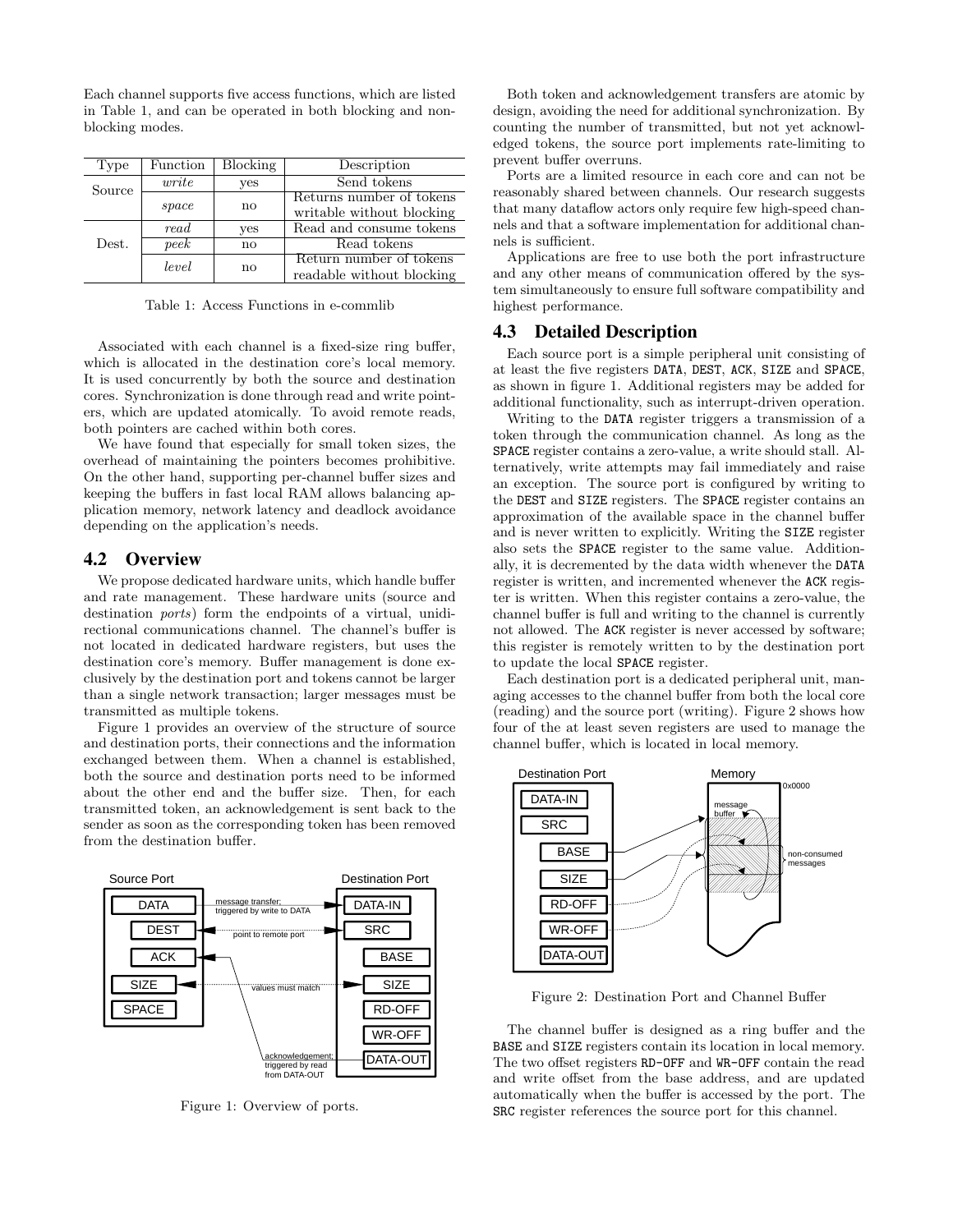Each channel supports five access functions, which are listed in Table 1, and can be operated in both blocking and non-blocking modes.

| Type | Function | Blocking | Description |
|---|---|---|---|
| Source | *write* | yes | Send tokens |
| | *space* | no | Returns number of tokens writable without blocking |
| Dest. | *read* | yes | Read and consume tokens |
| | *peek* | no | Read tokens |
| | *level* | no | Return number of tokens readable without blocking |

Table 1: Access Functions in e-commlib

Associated with each channel is a fixed-size ring buffer, which is allocated in the destination core's local memory. It is used concurrently by both the source and destination cores. Synchronization is done through read and write pointers, which are updated atomically. To avoid remote reads, both pointers are cached within both cores.

We have found that especially for small token sizes, the overhead of maintaining the pointers becomes prohibitive. On the other hand, supporting per-channel buffer sizes and keeping the buffers in fast local RAM allows balancing application memory, network latency and deadlock avoidance depending on the application's needs.

## 4.2 Overview

We propose dedicated hardware units, which handle buffer and rate management. These hardware units (source and destination *ports*) form the endpoints of a virtual, unidirectional communications channel. The channel's buffer is not located in dedicated hardware registers, but uses the destination core's memory. Buffer management is done exclusively by the destination port and tokens cannot be larger than a single network transaction; larger messages must be transmitted as multiple tokens.

Figure 1 provides an overview of the structure of source and destination ports, their connections and the information exchanged between them. When a channel is established, both the source and destination ports need to be informed about the other end and the buffer size. Then, for each transmitted token, an acknowledgement is sent back to the sender as soon as the corresponding token has been removed from the destination buffer.

Figure 1: Overview of ports.

Both token and acknowledgement transfers are atomic by design, avoiding the need for additional synchronization. By counting the number of transmitted, but not yet acknowledged tokens, the source port implements rate-limiting to prevent buffer overruns.

Ports are a limited resource in each core and can not be reasonably shared between channels. Our research suggests that many dataflow actors only require few high-speed channels and that a software implementation for additional channels is sufficient.

Applications are free to use both the port infrastructure and any other means of communication offered by the system simultaneously to ensure full software compatibility and highest performance.

## 4.3 Detailed Description

Each source port is a simple peripheral unit consisting of at least the five registers `DATA`, `DEST`, `ACK`, `SIZE` and `SPACE`, as shown in figure 1. Additional registers may be added for additional functionality, such as interrupt-driven operation.

Writing to the `DATA` register triggers a transmission of a token through the communication channel. As long as the `SPACE` register contains a zero-value, a write should stall. Alternatively, write attempts may fail immediately and raise an exception. The source port is configured by writing to the `DEST` and `SIZE` registers. The `SPACE` register contains an approximation of the available space in the channel buffer and is never written to explicitly. Writing the `SIZE` register also sets the `SPACE` register to the same value. Additionally, it is decremented by the data width whenever the `DATA` register is written, and incremented whenever the `ACK` register is written. When this register contains a zero-value, the channel buffer is full and writing to the channel is currently not allowed. The `ACK` register is never accessed by software; this register is remotely written to by the destination port to update the local `SPACE` register.

Each destination port is a dedicated peripheral unit, managing accesses to the channel buffer from both the local core (reading) and the source port (writing). Figure 2 shows how four of the at least seven registers are used to manage the channel buffer, which is located in local memory.

Figure 2: Destination Port and Channel Buffer

The channel buffer is designed as a ring buffer and the `BASE` and `SIZE` registers contain its location in local memory. The two offset registers `RD-OFF` and `WR-OFF` contain the read and write offset from the base address, and are updated automatically when the buffer is accessed by the port. The `SRC` register references the source port for this channel.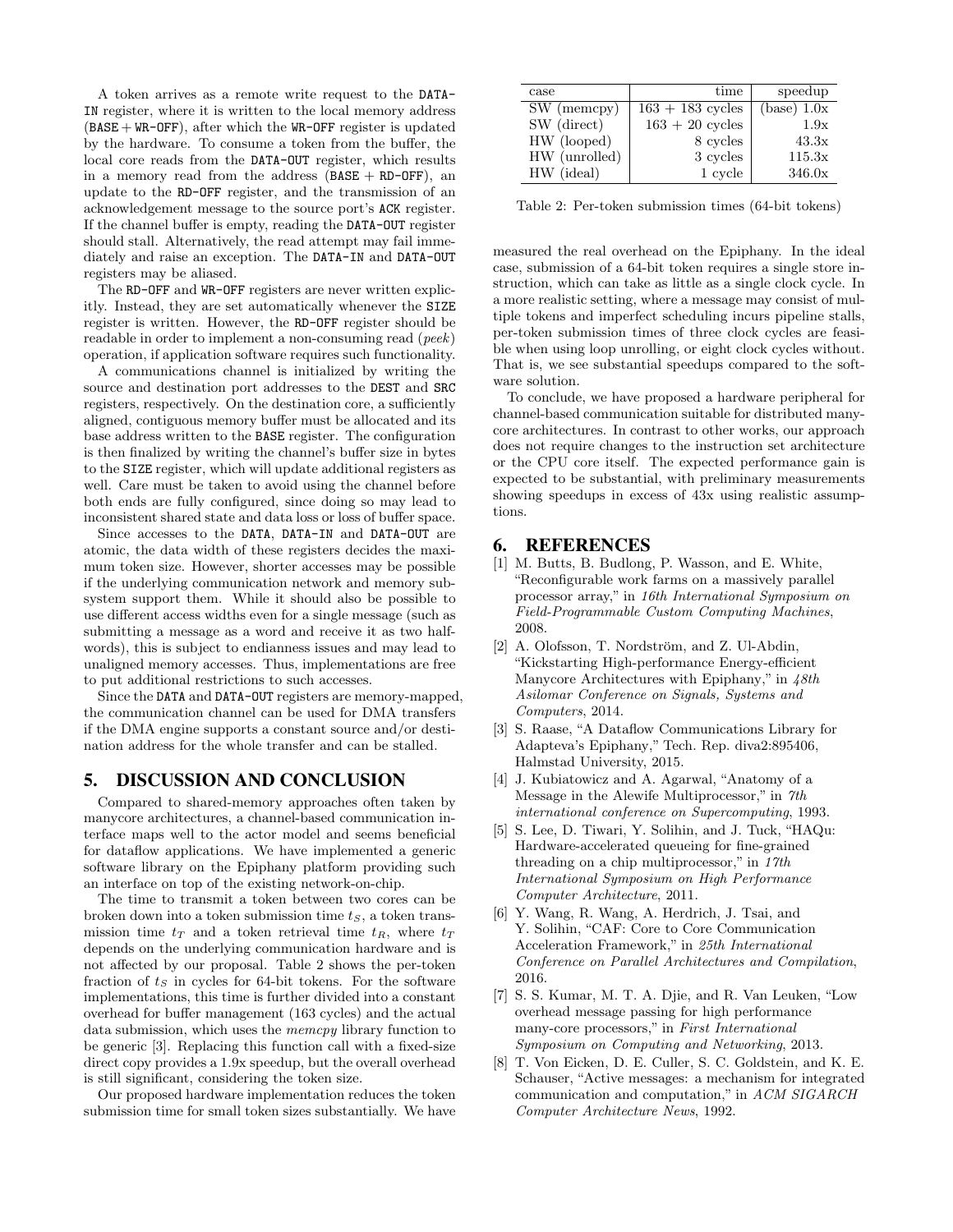A token arrives as a remote write request to the DATA-IN register, where it is written to the local memory address (BASE + WR-OFF), after which the WR-OFF register is updated by the hardware. To consume a token from the buffer, the local core reads from the DATA-OUT register, which results in a memory read from the address (BASE + RD-OFF), an update to the RD-OFF register, and the transmission of an acknowledgement message to the source port's ACK register. If the channel buffer is empty, reading the DATA-OUT register should stall. Alternatively, the read attempt may fail immediately and raise an exception. The DATA-IN and DATA-OUT registers may be aliased.

The RD-OFF and WR-OFF registers are never written explicitly. Instead, they are set automatically whenever the SIZE register is written. However, the RD-OFF register should be readable in order to implement a non-consuming read (*peek*) operation, if application software requires such functionality.

A communications channel is initialized by writing the source and destination port addresses to the DEST and SRC registers, respectively. On the destination core, a sufficiently aligned, contiguous memory buffer must be allocated and its base address written to the BASE register. The configuration is then finalized by writing the channel's buffer size in bytes to the SIZE register, which will update additional registers as well. Care must be taken to avoid using the channel before both ends are fully configured, since doing so may lead to inconsistent shared state and data loss or loss of buffer space.

Since accesses to the DATA, DATA-IN and DATA-OUT are atomic, the data width of these registers decides the maximum token size. However, shorter accesses may be possible if the underlying communication network and memory subsystem support them. While it should also be possible to use different access widths even for a single message (such as submitting a message as a word and receive it as two halfwords), this is subject to endianness issues and may lead to unaligned memory accesses. Thus, implementations are free to put additional restrictions to such accesses.

Since the DATA and DATA-OUT registers are memory-mapped, the communication channel can be used for DMA transfers if the DMA engine supports a constant source and/or destination address for the whole transfer and can be stalled.

## 5. DISCUSSION AND CONCLUSION

Compared to shared-memory approaches often taken by manycore architectures, a channel-based communication interface maps well to the actor model and seems beneficial for dataflow applications. We have implemented a generic software library on the Epiphany platform providing such an interface on top of the existing network-on-chip.

The time to transmit a token between two cores can be broken down into a token submission time $t_S$, a token transmission time $t_T$ and a token retrieval time $t_R$, where $t_T$ depends on the underlying communication hardware and is not affected by our proposal. Table 2 shows the per-token fraction of $t_S$ in cycles for 64-bit tokens. For the software implementations, this time is further divided into a constant overhead for buffer management (163 cycles) and the actual data submission, which uses the *memcpy* library function to be generic [3]. Replacing this function call with a fixed-size direct copy provides a 1.9x speedup, but the overall overhead is still significant, considering the token size.

Our proposed hardware implementation reduces the token submission time for small token sizes substantially. We have measured the real overhead on the Epiphany. In the ideal case, submission of a 64-bit token requires a single store instruction, which can take as little as a single clock cycle. In a more realistic setting, where a message may consist of multiple tokens and imperfect scheduling incurs pipeline stalls, per-token submission times of three clock cycles are feasible when using loop unrolling, or eight clock cycles without. That is, we see substantial speedups compared to the software solution.

| case | time | speedup |
|---|---|---|
| SW (memcpy) | 163 + 183 cycles | (base) 1.0x |
| SW (direct) | 163 + 20 cycles | 1.9x |
| HW (looped) | 8 cycles | 43.3x |
| HW (unrolled) | 3 cycles | 115.3x |
| HW (ideal) | 1 cycle | 346.0x |

Table 2: Per-token submission times (64-bit tokens)

To conclude, we have proposed a hardware peripheral for channel-based communication suitable for distributed manycore architectures. In contrast to other works, our approach does not require changes to the instruction set architecture or the CPU core itself. The expected performance gain is expected to be substantial, with preliminary measurements showing speedups in excess of 43x using realistic assumptions.

## 6. REFERENCES

[1] M. Butts, B. Budlong, P. Wasson, and E. White, "Reconfigurable work farms on a massively parallel processor array," in *16th International Symposium on Field-Programmable Custom Computing Machines*, 2008.

[2] A. Olofsson, T. Nordström, and Z. Ul-Abdin, "Kickstarting High-performance Energy-efficient Manycore Architectures with Epiphany," in *48th Asilomar Conference on Signals, Systems and Computers*, 2014.

[3] S. Raase, "A Dataflow Communications Library for Adapteva's Epiphany," Tech. Rep. diva2:895406, Halmstad University, 2015.

[4] J. Kubiatowicz and A. Agarwal, "Anatomy of a Message in the Alewife Multiprocessor," in *7th international conference on Supercomputing*, 1993.

[5] S. Lee, D. Tiwari, Y. Solihin, and J. Tuck, "HAQu: Hardware-accelerated queueing for fine-grained threading on a chip multiprocessor," in *17th International Symposium on High Performance Computer Architecture*, 2011.

[6] Y. Wang, R. Wang, A. Herdrich, J. Tsai, and Y. Solihin, "CAF: Core to Core Communication Acceleration Framework," in *25th International Conference on Parallel Architectures and Compilation*, 2016.

[7] S. S. Kumar, M. T. A. Djie, and R. Van Leuken, "Low overhead message passing for high performance many-core processors," in *First International Symposium on Computing and Networking*, 2013.

[8] T. Von Eicken, D. E. Culler, S. C. Goldstein, and K. E. Schauser, "Active messages: a mechanism for integrated communication and computation," in *ACM SIGARCH Computer Architecture News*, 1992.